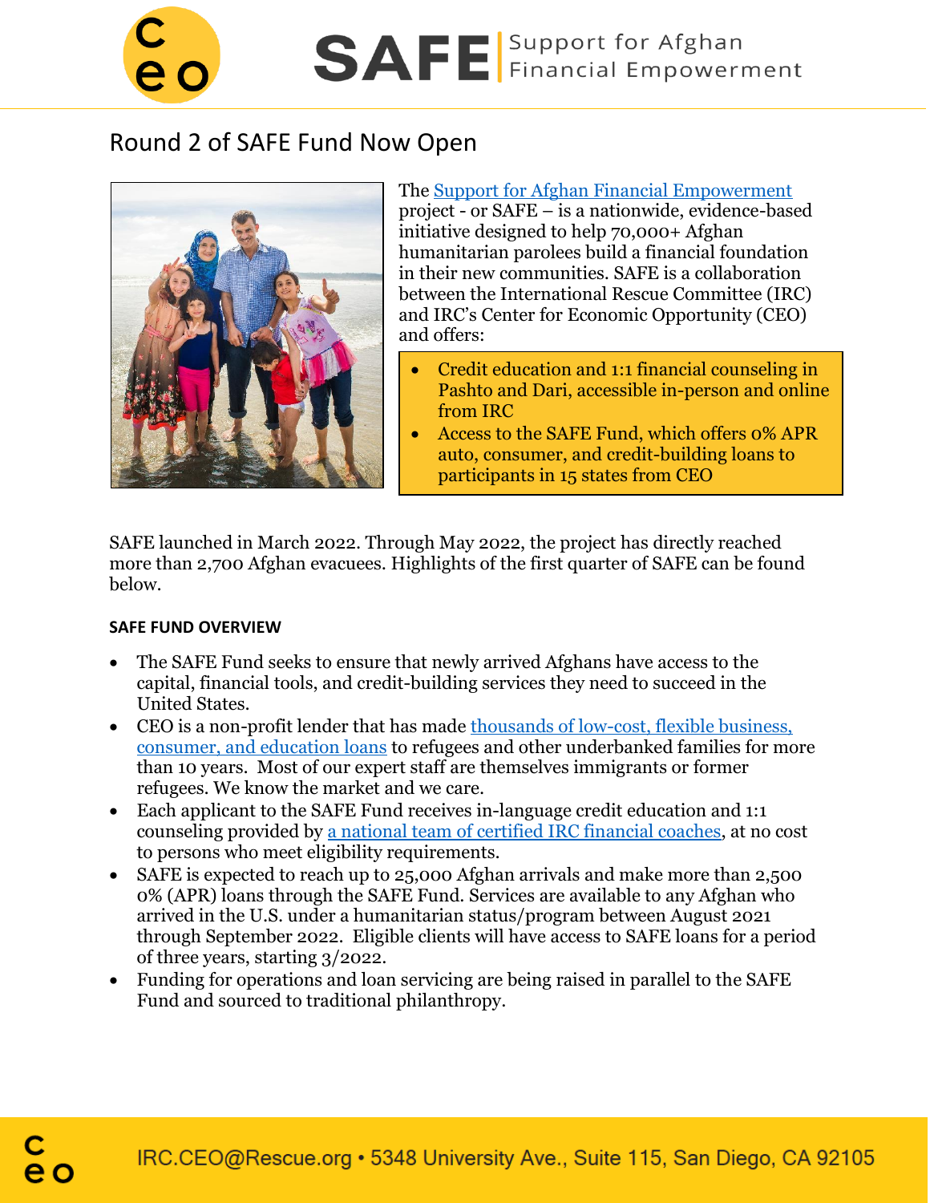# SAFE | Support for Afghan Financial Empowerment

## Round 2 of SAFE Fund Now Open

The [Support for Afghan Financial Empowerment]() project - or SAFE – is a nationwide, evidence-based initiative designed to help 70,000+ Afghan humanitarian parolees build a financial foundation in their new communities. SAFE is a collaboration between the International Rescue Committee (IRC) and IRC's Center for Economic Opportunity (CEO) and offers:

- Credit education and 1:1 financial counseling in Pashto and Dari, accessible in-person and online from IRC
- Access to the SAFE Fund, which offers 0% APR auto, consumer, and credit-building loans to participants in 15 states from CEO

SAFE launched in March 2022. Through May 2022, the project has directly reached more than 2,700 Afghan evacuees. Highlights of the first quarter of SAFE can be found below.

**SAFE FUND OVERVIEW**

- The SAFE Fund seeks to ensure that newly arrived Afghans have access to the capital, financial tools, and credit-building services they need to succeed in the United States.
- CEO is a non-profit lender that has made [thousands of low-cost, flexible business, consumer, and education loans]() to refugees and other underbanked families for more than 10 years. Most of our expert staff are themselves immigrants or former refugees. We know the market and we care.
- Each applicant to the SAFE Fund receives in-language credit education and 1:1 counseling provided by [a national team of certified IRC financial coaches](), at no cost to persons who meet eligibility requirements.
- SAFE is expected to reach up to 25,000 Afghan arrivals and make more than 2,500 0% (APR) loans through the SAFE Fund. Services are available to any Afghan who arrived in the U.S. under a humanitarian status/program between August 2021 through September 2022. Eligible clients will have access to SAFE loans for a period of three years, starting 3/2022.
- Funding for operations and loan servicing are being raised in parallel to the SAFE Fund and sourced to traditional philanthropy.

IRC.CEO@Rescue.org • 5348 University Ave., Suite 115, San Diego, CA 92105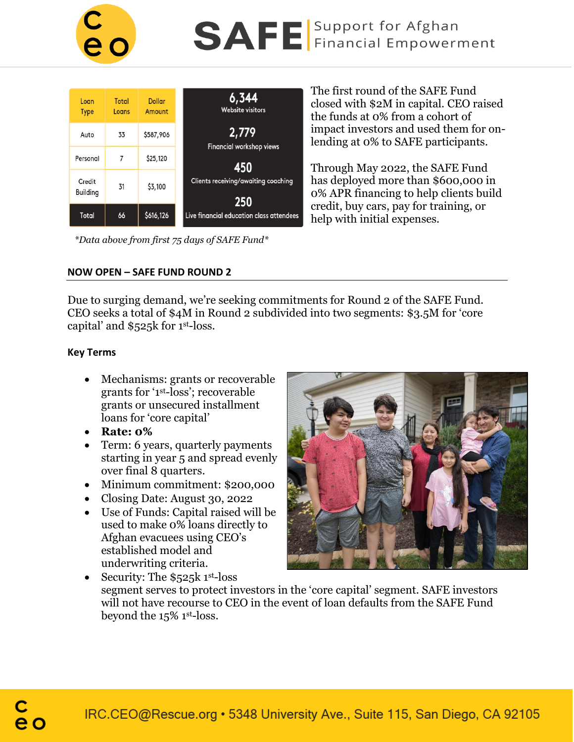# SAFE | Support for Afghan Financial Empowerment

| Loan Type | Total Loans | Dollar Amount |
|---|---|---|
| Auto | 33 | $587,906 |
| Personal | 7 | $25,120 |
| Credit Building | 31 | $3,100 |
| Total | 66 | $616,126 |

**6,344** Website visitors

**2,779** Financial workshop views

**450** Clients receiving/awaiting coaching

**250** Live financial education class attendees

*Data above from first 75 days of SAFE Fund*

The first round of the SAFE Fund closed with $2M in capital. CEO raised the funds at 0% from a cohort of impact investors and used them for on-lending at 0% to SAFE participants.

Through May 2022, the SAFE Fund has deployed more than $600,000 in 0% APR financing to help clients build credit, buy cars, pay for training, or help with initial expenses.

## NOW OPEN – SAFE FUND ROUND 2

Due to surging demand, we're seeking commitments for Round 2 of the SAFE Fund. CEO seeks a total of $4M in Round 2 subdivided into two segments: $3.5M for 'core capital' and $525k for 1st-loss.

### Key Terms

- Mechanisms: grants or recoverable grants for '1st-loss'; recoverable grants or unsecured installment loans for 'core capital'
- **Rate: 0%**
- Term: 6 years, quarterly payments starting in year 5 and spread evenly over final 8 quarters.
- Minimum commitment: $200,000
- Closing Date: August 30, 2022
- Use of Funds: Capital raised will be used to make 0% loans directly to Afghan evacuees using CEO's established model and underwriting criteria.
- Security: The $525k 1st-loss segment serves to protect investors in the 'core capital' segment. SAFE investors will not have recourse to CEO in the event of loan defaults from the SAFE Fund beyond the 15% 1st-loss.

IRC.CEO@Rescue.org • 5348 University Ave., Suite 115, San Diego, CA 92105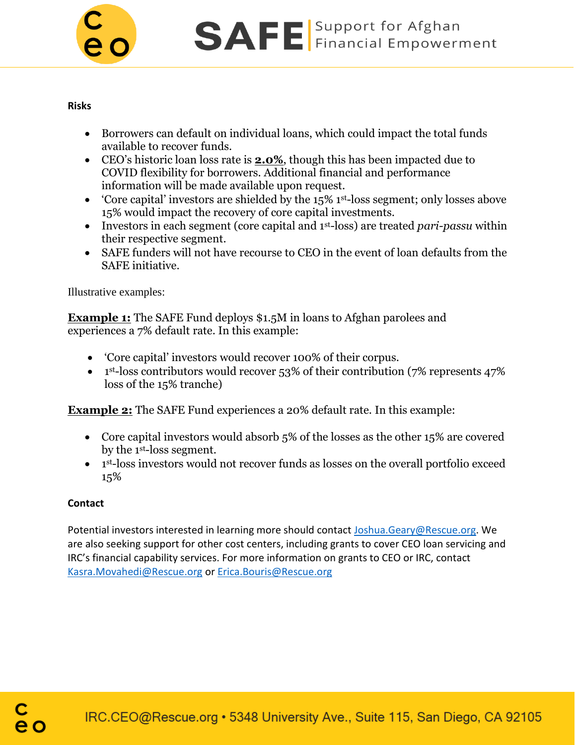**Risks**

- Borrowers can default on individual loans, which could impact the total funds available to recover funds.
- CEO's historic loan loss rate is **<u>2.0%</u>**, though this has been impacted due to COVID flexibility for borrowers. Additional financial and performance information will be made available upon request.
- 'Core capital' investors are shielded by the 15% 1st-loss segment; only losses above 15% would impact the recovery of core capital investments.
- Investors in each segment (core capital and 1st-loss) are treated *pari-passu* within their respective segment.
- SAFE funders will not have recourse to CEO in the event of loan defaults from the SAFE initiative.

Illustrative examples:

**<u>Example 1:</u>** The SAFE Fund deploys $1.5M in loans to Afghan parolees and experiences a 7% default rate. In this example:

- 'Core capital' investors would recover 100% of their corpus.
- 1st-loss contributors would recover 53% of their contribution (7% represents 47% loss of the 15% tranche)

**<u>Example 2:</u>** The SAFE Fund experiences a 20% default rate. In this example:

- Core capital investors would absorb 5% of the losses as the other 15% are covered by the 1st-loss segment.
- 1st-loss investors would not recover funds as losses on the overall portfolio exceed 15%

**Contact**

Potential investors interested in learning more should contact Joshua.Geary@Rescue.org. We are also seeking support for other cost centers, including grants to cover CEO loan servicing and IRC's financial capability services. For more information on grants to CEO or IRC, contact Kasra.Movahedi@Rescue.org or Erica.Bouris@Rescue.org